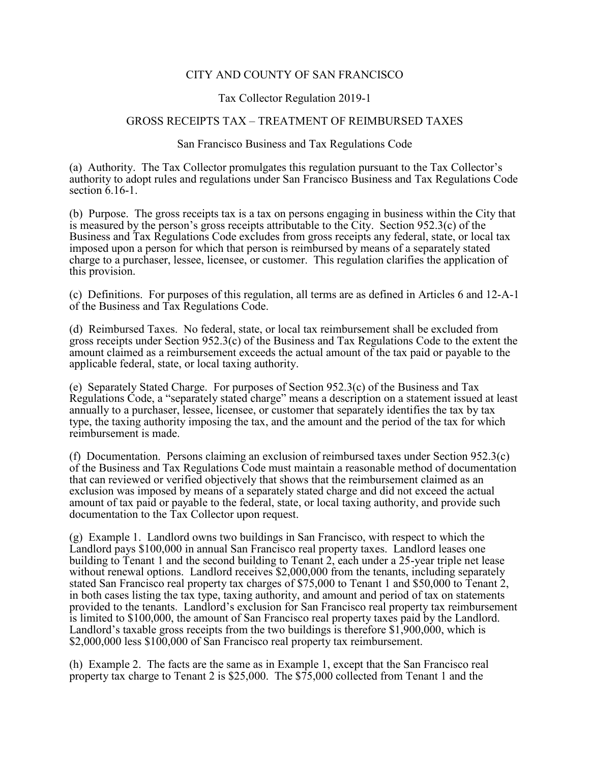# CITY AND COUNTY OF SAN FRANCISCO

## Tax Collector Regulation 2019-1

## GROSS RECEIPTS TAX – TREATMENT OF REIMBURSED TAXES

San Francisco Business and Tax Regulations Code

(a) Authority. The Tax Collector promulgates this regulation pursuant to the Tax Collector's authority to adopt rules and regulations under San Francisco Business and Tax Regulations Code section 6.16-1.

(b) Purpose. The gross receipts tax is a tax on persons engaging in business within the City that is measured by the person's gross receipts attributable to the City. Section 952.3(c) of the Business and Tax Regulations Code excludes from gross receipts any federal, state, or local tax imposed upon a person for which that person is reimbursed by means of a separately stated charge to a purchaser, lessee, licensee, or customer. This regulation clarifies the application of this provision.

(c) Definitions. For purposes of this regulation, all terms are as defined in Articles 6 and 12-A-1 of the Business and Tax Regulations Code.

(d) Reimbursed Taxes. No federal, state, or local tax reimbursement shall be excluded from gross receipts under Section 952.3(c) of the Business and Tax Regulations Code to the extent the amount claimed as a reimbursement exceeds the actual amount of the tax paid or payable to the applicable federal, state, or local taxing authority.

(e) Separately Stated Charge. For purposes of Section 952.3(c) of the Business and Tax Regulations Code, a "separately stated charge" means a description on a statement issued at least annually to a purchaser, lessee, licensee, or customer that separately identifies the tax by tax type, the taxing authority imposing the tax, and the amount and the period of the tax for which reimbursement is made.

(f) Documentation. Persons claiming an exclusion of reimbursed taxes under Section 952.3(c) of the Business and Tax Regulations Code must maintain a reasonable method of documentation that can reviewed or verified objectively that shows that the reimbursement claimed as an exclusion was imposed by means of a separately stated charge and did not exceed the actual amount of tax paid or payable to the federal, state, or local taxing authority, and provide such documentation to the Tax Collector upon request.

(g) Example 1. Landlord owns two buildings in San Francisco, with respect to which the Landlord pays $100,000 in annual San Francisco real property taxes. Landlord leases one building to Tenant 1 and the second building to Tenant 2, each under a 25-year triple net lease without renewal options. Landlord receives $2,000,000 from the tenants, including separately stated San Francisco real property tax charges of $75,000 to Tenant 1 and $50,000 to Tenant 2, in both cases listing the tax type, taxing authority, and amount and period of tax on statements provided to the tenants. Landlord's exclusion for San Francisco real property tax reimbursement is limited to $100,000, the amount of San Francisco real property taxes paid by the Landlord. Landlord's taxable gross receipts from the two buildings is therefore $1,900,000, which is $2,000,000 less $100,000 of San Francisco real property tax reimbursement.

(h) Example 2. The facts are the same as in Example 1, except that the San Francisco real property tax charge to Tenant 2 is $25,000. The $75,000 collected from Tenant 1 and the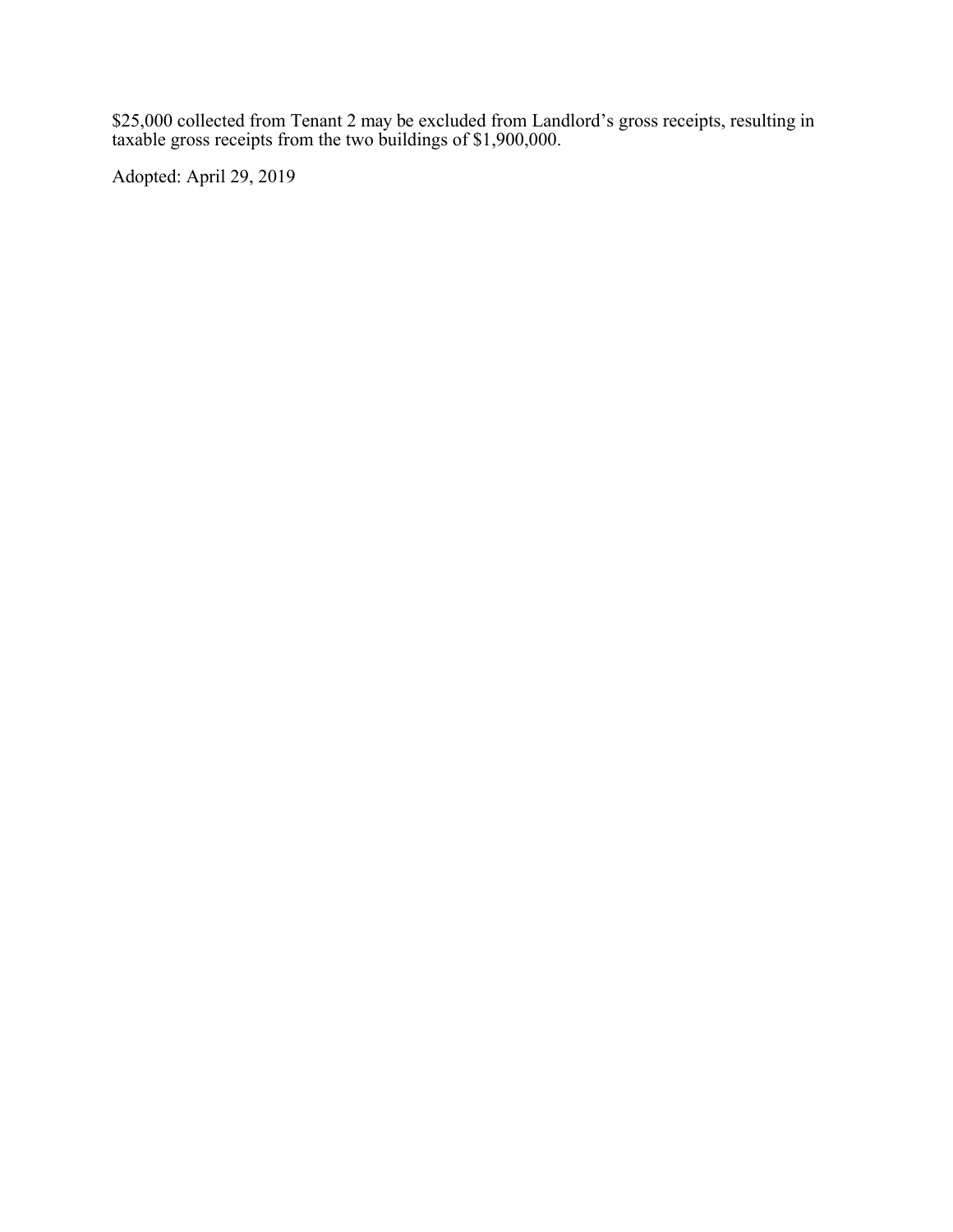$25,000 collected from Tenant 2 may be excluded from Landlord's gross receipts, resulting in taxable gross receipts from the two buildings of $1,900,000.

Adopted: April 29, 2019